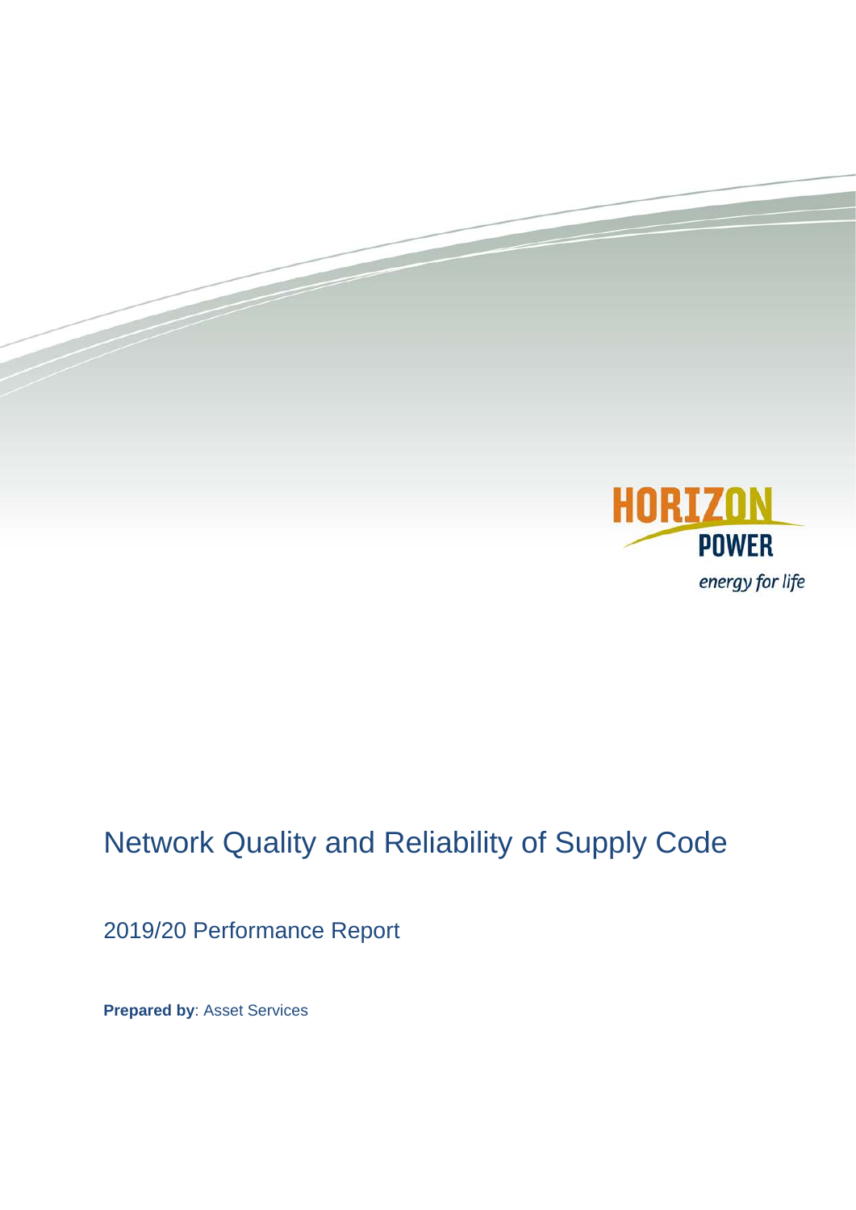HORIZON POWER

*energy for life*

# Network Quality and Reliability of Supply Code

## 2019/20 Performance Report

**Prepared by**: Asset Services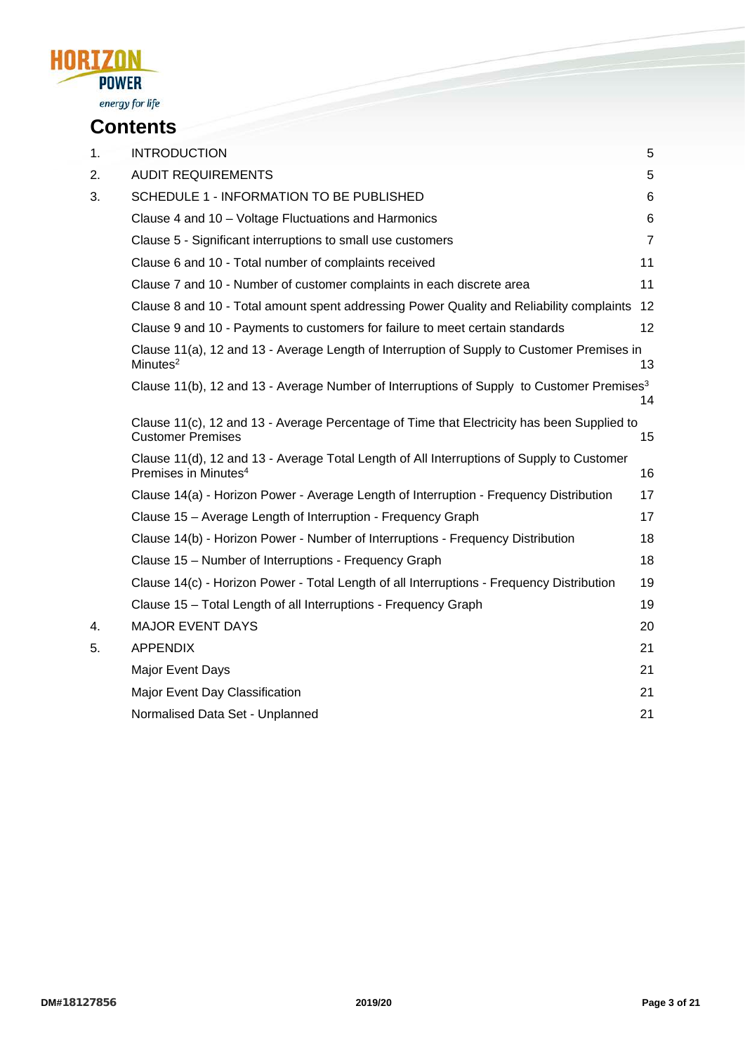# Contents

| | | |
|---|---|---|
| 1. | INTRODUCTION | 5 |
| 2. | AUDIT REQUIREMENTS | 5 |
| 3. | SCHEDULE 1 - INFORMATION TO BE PUBLISHED | 6 |
| | Clause 4 and 10 – Voltage Fluctuations and Harmonics | 6 |
| | Clause 5 - Significant interruptions to small use customers | 7 |
| | Clause 6 and 10 - Total number of complaints received | 11 |
| | Clause 7 and 10 - Number of customer complaints in each discrete area | 11 |
| | Clause 8 and 10 - Total amount spent addressing Power Quality and Reliability complaints | 12 |
| | Clause 9 and 10 - Payments to customers for failure to meet certain standards | 12 |
| | Clause 11(a), 12 and 13 - Average Length of Interruption of Supply to Customer Premises in Minutes[2] | 13 |
| | Clause 11(b), 12 and 13 - Average Number of Interruptions of Supply to Customer Premises[3] | 14 |
| | Clause 11(c), 12 and 13 - Average Percentage of Time that Electricity has been Supplied to Customer Premises | 15 |
| | Clause 11(d), 12 and 13 - Average Total Length of All Interruptions of Supply to Customer Premises in Minutes[4] | 16 |
| | Clause 14(a) - Horizon Power - Average Length of Interruption - Frequency Distribution | 17 |
| | Clause 15 – Average Length of Interruption - Frequency Graph | 17 |
| | Clause 14(b) - Horizon Power - Number of Interruptions - Frequency Distribution | 18 |
| | Clause 15 – Number of Interruptions - Frequency Graph | 18 |
| | Clause 14(c) - Horizon Power - Total Length of all Interruptions - Frequency Distribution | 19 |
| | Clause 15 – Total Length of all Interruptions - Frequency Graph | 19 |
| 4. | MAJOR EVENT DAYS | 20 |
| 5. | APPENDIX | 21 |
| | Major Event Days | 21 |
| | Major Event Day Classification | 21 |
| | Normalised Data Set - Unplanned | 21 |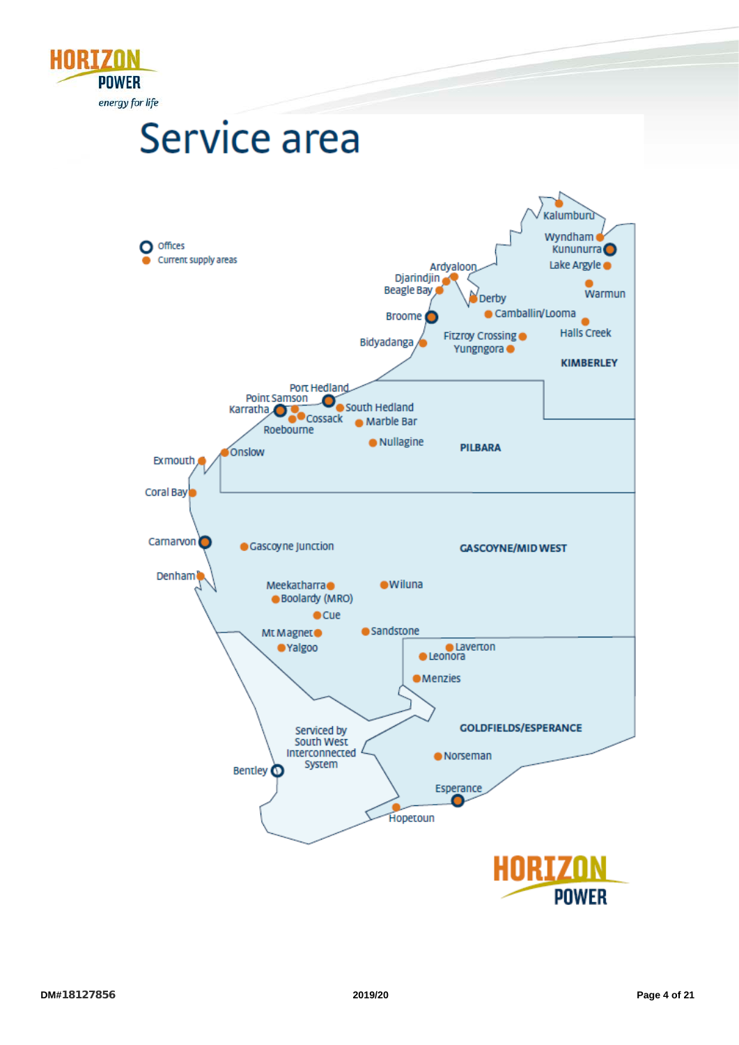# Service area

Offices
Current supply areas

Kalumburu
Wyndham
Kununurra
Lake Argyle
Warmun
Ardyaloon
Djarindjin
Beagle Bay
Derby
Camballin/Looma
Broome
Halls Creek
Bidyadanga
Fitzroy Crossing
Yungngora
KIMBERLEY

Port Hedland
Point Samson
Karratha
South Hedland
Cossack
Roebourne
Marble Bar
Nullagine
PILBARA
Exmouth
Onslow
Coral Bay

Carnarvon
Gascoyne Junction
GASCOYNE/MID WEST
Denham
Meekatharra
Wiluna
Boolardy (MRO)
Cue
Mt Magnet
Sandstone
Yalgoo

Laverton
Leonora
Menzies
GOLDFIELDS/ESPERANCE
Serviced by South West Interconnected System
Norseman
Bentley
Esperance
Hopetoun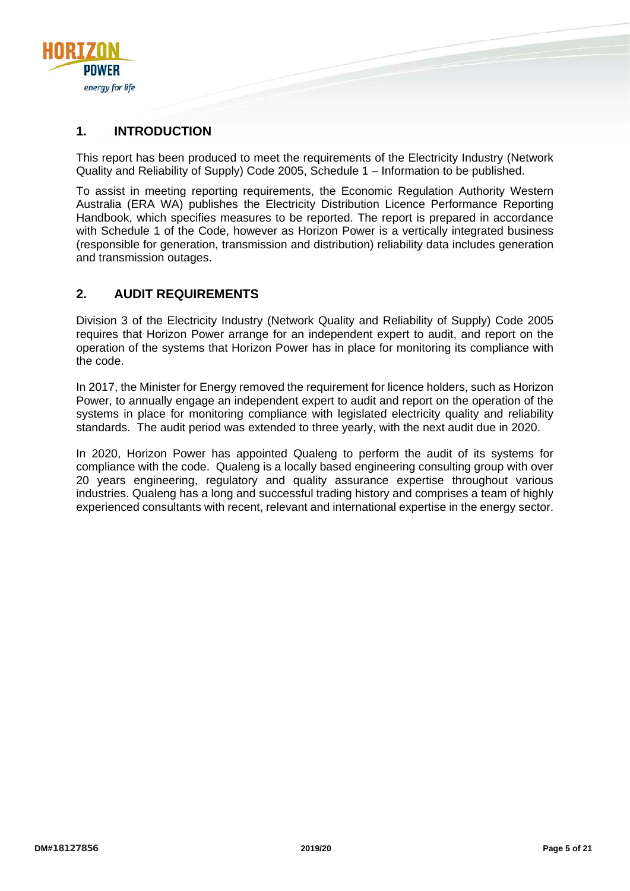## 1. INTRODUCTION

This report has been produced to meet the requirements of the Electricity Industry (Network Quality and Reliability of Supply) Code 2005, Schedule 1 – Information to be published.

To assist in meeting reporting requirements, the Economic Regulation Authority Western Australia (ERA WA) publishes the Electricity Distribution Licence Performance Reporting Handbook, which specifies measures to be reported. The report is prepared in accordance with Schedule 1 of the Code, however as Horizon Power is a vertically integrated business (responsible for generation, transmission and distribution) reliability data includes generation and transmission outages.

## 2. AUDIT REQUIREMENTS

Division 3 of the Electricity Industry (Network Quality and Reliability of Supply) Code 2005 requires that Horizon Power arrange for an independent expert to audit, and report on the operation of the systems that Horizon Power has in place for monitoring its compliance with the code.

In 2017, the Minister for Energy removed the requirement for licence holders, such as Horizon Power, to annually engage an independent expert to audit and report on the operation of the systems in place for monitoring compliance with legislated electricity quality and reliability standards. The audit period was extended to three yearly, with the next audit due in 2020.

In 2020, Horizon Power has appointed Qualeng to perform the audit of its systems for compliance with the code. Qualeng is a locally based engineering consulting group with over 20 years engineering, regulatory and quality assurance expertise throughout various industries. Qualeng has a long and successful trading history and comprises a team of highly experienced consultants with recent, relevant and international expertise in the energy sector.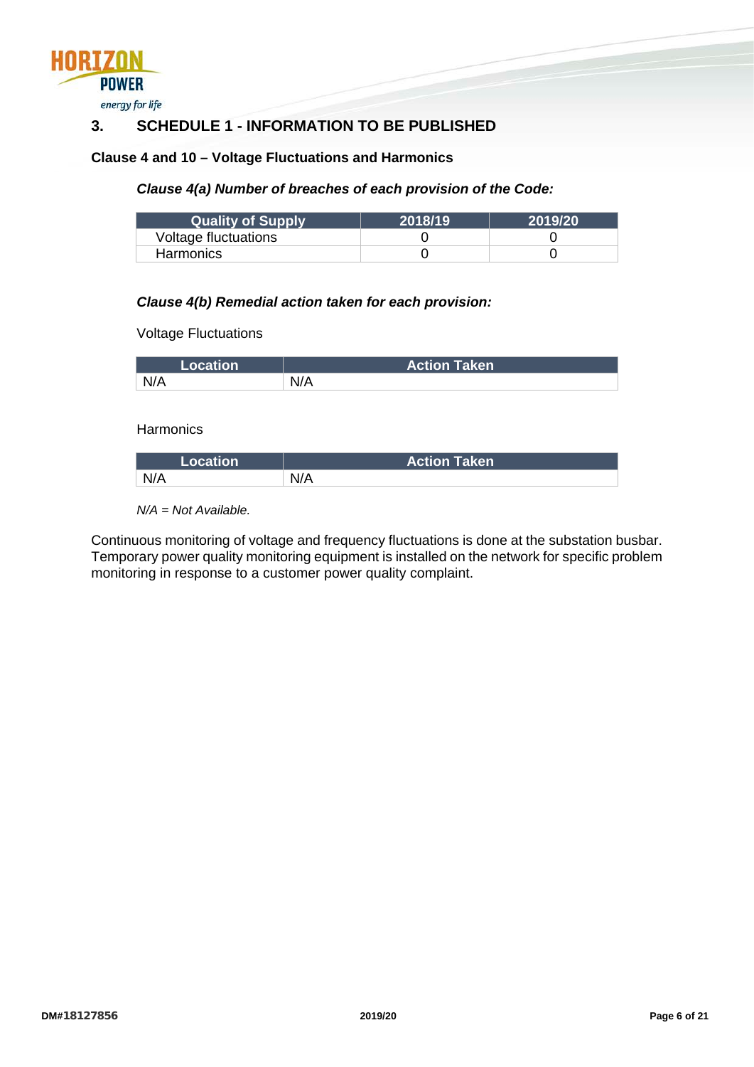## 3. SCHEDULE 1 - INFORMATION TO BE PUBLISHED

### Clause 4 and 10 – Voltage Fluctuations and Harmonics

***Clause 4(a) Number of breaches of each provision of the Code:***

| Quality of Supply | 2018/19 | 2019/20 |
|---|---|---|
| Voltage fluctuations | 0 | 0 |
| Harmonics | 0 | 0 |

***Clause 4(b) Remedial action taken for each provision:***

Voltage Fluctuations

| Location | Action Taken |
|---|---|
| N/A | N/A |

Harmonics

| Location | Action Taken |
|---|---|
| N/A | N/A |

*N/A = Not Available.*

Continuous monitoring of voltage and frequency fluctuations is done at the substation busbar. Temporary power quality monitoring equipment is installed on the network for specific problem monitoring in response to a customer power quality complaint.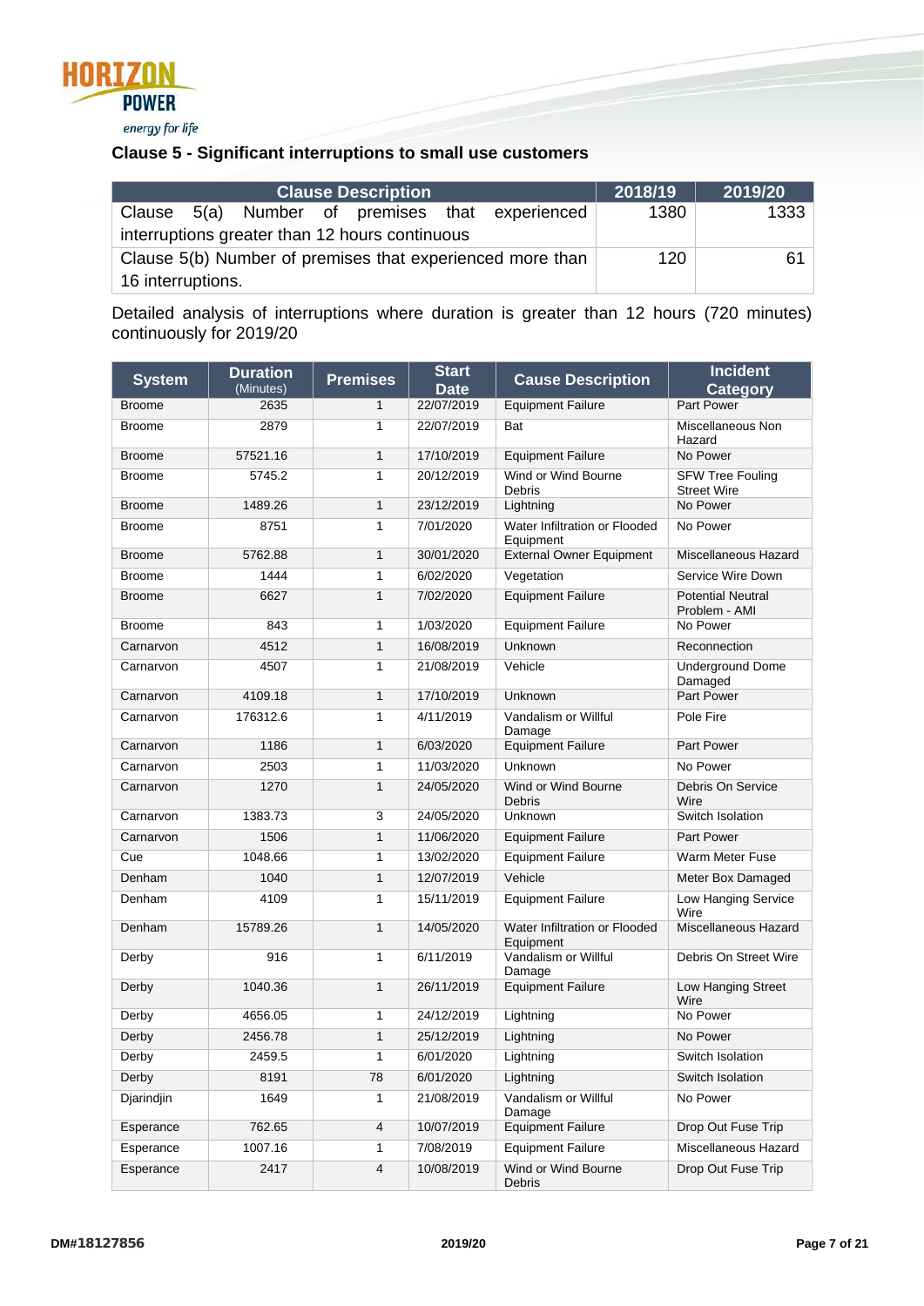## Clause 5 - Significant interruptions to small use customers

| Clause Description | 2018/19 | 2019/20 |
|---|---|---|
| Clause 5(a) Number of premises that experienced interruptions greater than 12 hours continuous | 1380 | 1333 |
| Clause 5(b) Number of premises that experienced more than 16 interruptions. | 120 | 61 |

Detailed analysis of interruptions where duration is greater than 12 hours (720 minutes) continuously for 2019/20

| System | Duration (Minutes) | Premises | Start Date | Cause Description | Incident Category |
|---|---|---|---|---|---|
| Broome | 2635 | 1 | 22/07/2019 | Equipment Failure | Part Power |
| Broome | 2879 | 1 | 22/07/2019 | Bat | Miscellaneous Non Hazard |
| Broome | 57521.16 | 1 | 17/10/2019 | Equipment Failure | No Power |
| Broome | 5745.2 | 1 | 20/12/2019 | Wind or Wind Bourne Debris | SFW Tree Fouling Street Wire |
| Broome | 1489.26 | 1 | 23/12/2019 | Lightning | No Power |
| Broome | 8751 | 1 | 7/01/2020 | Water Infiltration or Flooded Equipment | No Power |
| Broome | 5762.88 | 1 | 30/01/2020 | External Owner Equipment | Miscellaneous Hazard |
| Broome | 1444 | 1 | 6/02/2020 | Vegetation | Service Wire Down |
| Broome | 6627 | 1 | 7/02/2020 | Equipment Failure | Potential Neutral Problem - AMI |
| Broome | 843 | 1 | 1/03/2020 | Equipment Failure | No Power |
| Carnarvon | 4512 | 1 | 16/08/2019 | Unknown | Reconnection |
| Carnarvon | 4507 | 1 | 21/08/2019 | Vehicle | Underground Dome Damaged |
| Carnarvon | 4109.18 | 1 | 17/10/2019 | Unknown | Part Power |
| Carnarvon | 176312.6 | 1 | 4/11/2019 | Vandalism or Willful Damage | Pole Fire |
| Carnarvon | 1186 | 1 | 6/03/2020 | Equipment Failure | Part Power |
| Carnarvon | 2503 | 1 | 11/03/2020 | Unknown | No Power |
| Carnarvon | 1270 | 1 | 24/05/2020 | Wind or Wind Bourne Debris | Debris On Service Wire |
| Carnarvon | 1383.73 | 3 | 24/05/2020 | Unknown | Switch Isolation |
| Carnarvon | 1506 | 1 | 11/06/2020 | Equipment Failure | Part Power |
| Cue | 1048.66 | 1 | 13/02/2020 | Equipment Failure | Warm Meter Fuse |
| Denham | 1040 | 1 | 12/07/2019 | Vehicle | Meter Box Damaged |
| Denham | 4109 | 1 | 15/11/2019 | Equipment Failure | Low Hanging Service Wire |
| Denham | 15789.26 | 1 | 14/05/2020 | Water Infiltration or Flooded Equipment | Miscellaneous Hazard |
| Derby | 916 | 1 | 6/11/2019 | Vandalism or Willful Damage | Debris On Street Wire |
| Derby | 1040.36 | 1 | 26/11/2019 | Equipment Failure | Low Hanging Street Wire |
| Derby | 4656.05 | 1 | 24/12/2019 | Lightning | No Power |
| Derby | 2456.78 | 1 | 25/12/2019 | Lightning | No Power |
| Derby | 2459.5 | 1 | 6/01/2020 | Lightning | Switch Isolation |
| Derby | 8191 | 78 | 6/01/2020 | Lightning | Switch Isolation |
| Djarindjin | 1649 | 1 | 21/08/2019 | Vandalism or Willful Damage | No Power |
| Esperance | 762.65 | 4 | 10/07/2019 | Equipment Failure | Drop Out Fuse Trip |
| Esperance | 1007.16 | 1 | 7/08/2019 | Equipment Failure | Miscellaneous Hazard |
| Esperance | 2417 | 4 | 10/08/2019 | Wind or Wind Bourne Debris | Drop Out Fuse Trip |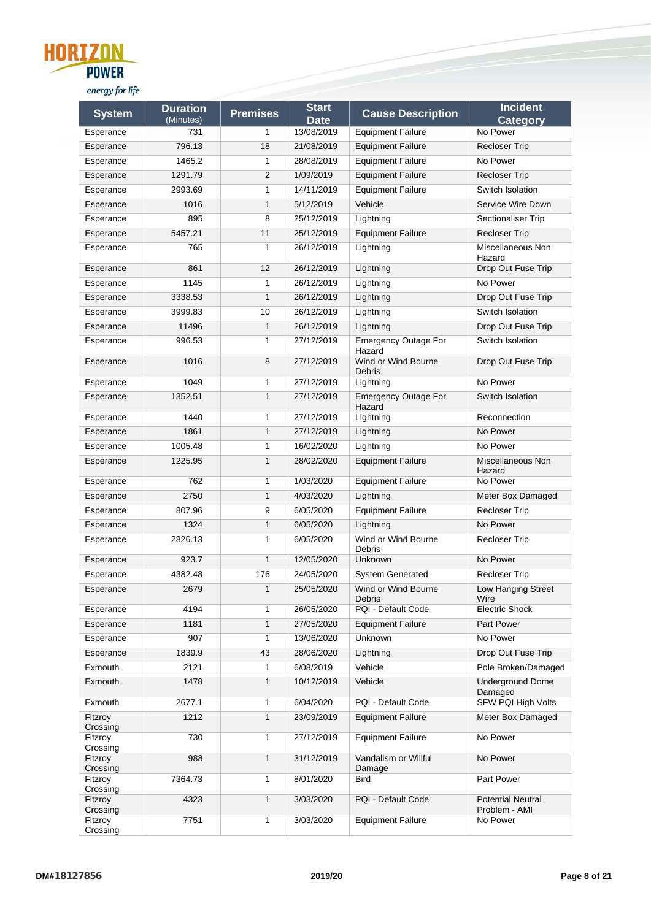| System | Duration (Minutes) | Premises | Start Date | Cause Description | Incident Category |
|---|---|---|---|---|---|
| Esperance | 731 | 1 | 13/08/2019 | Equipment Failure | No Power |
| Esperance | 796.13 | 18 | 21/08/2019 | Equipment Failure | Recloser Trip |
| Esperance | 1465.2 | 1 | 28/08/2019 | Equipment Failure | No Power |
| Esperance | 1291.79 | 2 | 1/09/2019 | Equipment Failure | Recloser Trip |
| Esperance | 2993.69 | 1 | 14/11/2019 | Equipment Failure | Switch Isolation |
| Esperance | 1016 | 1 | 5/12/2019 | Vehicle | Service Wire Down |
| Esperance | 895 | 8 | 25/12/2019 | Lightning | Sectionaliser Trip |
| Esperance | 5457.21 | 11 | 25/12/2019 | Equipment Failure | Recloser Trip |
| Esperance | 765 | 1 | 26/12/2019 | Lightning | Miscellaneous Non Hazard |
| Esperance | 861 | 12 | 26/12/2019 | Lightning | Drop Out Fuse Trip |
| Esperance | 1145 | 1 | 26/12/2019 | Lightning | No Power |
| Esperance | 3338.53 | 1 | 26/12/2019 | Lightning | Drop Out Fuse Trip |
| Esperance | 3999.83 | 10 | 26/12/2019 | Lightning | Switch Isolation |
| Esperance | 11496 | 1 | 26/12/2019 | Lightning | Drop Out Fuse Trip |
| Esperance | 996.53 | 1 | 27/12/2019 | Emergency Outage For Hazard | Switch Isolation |
| Esperance | 1016 | 8 | 27/12/2019 | Wind or Wind Bourne Debris | Drop Out Fuse Trip |
| Esperance | 1049 | 1 | 27/12/2019 | Lightning | No Power |
| Esperance | 1352.51 | 1 | 27/12/2019 | Emergency Outage For Hazard | Switch Isolation |
| Esperance | 1440 | 1 | 27/12/2019 | Lightning | Reconnection |
| Esperance | 1861 | 1 | 27/12/2019 | Lightning | No Power |
| Esperance | 1005.48 | 1 | 16/02/2020 | Lightning | No Power |
| Esperance | 1225.95 | 1 | 28/02/2020 | Equipment Failure | Miscellaneous Non Hazard |
| Esperance | 762 | 1 | 1/03/2020 | Equipment Failure | No Power |
| Esperance | 2750 | 1 | 4/03/2020 | Lightning | Meter Box Damaged |
| Esperance | 807.96 | 9 | 6/05/2020 | Equipment Failure | Recloser Trip |
| Esperance | 1324 | 1 | 6/05/2020 | Lightning | No Power |
| Esperance | 2826.13 | 1 | 6/05/2020 | Wind or Wind Bourne Debris | Recloser Trip |
| Esperance | 923.7 | 1 | 12/05/2020 | Unknown | No Power |
| Esperance | 4382.48 | 176 | 24/05/2020 | System Generated | Recloser Trip |
| Esperance | 2679 | 1 | 25/05/2020 | Wind or Wind Bourne Debris | Low Hanging Street Wire |
| Esperance | 4194 | 1 | 26/05/2020 | PQI - Default Code | Electric Shock |
| Esperance | 1181 | 1 | 27/05/2020 | Equipment Failure | Part Power |
| Esperance | 907 | 1 | 13/06/2020 | Unknown | No Power |
| Esperance | 1839.9 | 43 | 28/06/2020 | Lightning | Drop Out Fuse Trip |
| Exmouth | 2121 | 1 | 6/08/2019 | Vehicle | Pole Broken/Damaged |
| Exmouth | 1478 | 1 | 10/12/2019 | Vehicle | Underground Dome Damaged |
| Exmouth | 2677.1 | 1 | 6/04/2020 | PQI - Default Code | SFW PQI High Volts |
| Fitzroy Crossing | 1212 | 1 | 23/09/2019 | Equipment Failure | Meter Box Damaged |
| Fitzroy Crossing | 730 | 1 | 27/12/2019 | Equipment Failure | No Power |
| Fitzroy Crossing | 988 | 1 | 31/12/2019 | Vandalism or Willful Damage | No Power |
| Fitzroy Crossing | 7364.73 | 1 | 8/01/2020 | Bird | Part Power |
| Fitzroy Crossing | 4323 | 1 | 3/03/2020 | PQI - Default Code | Potential Neutral Problem - AMI |
| Fitzroy Crossing | 7751 | 1 | 3/03/2020 | Equipment Failure | No Power |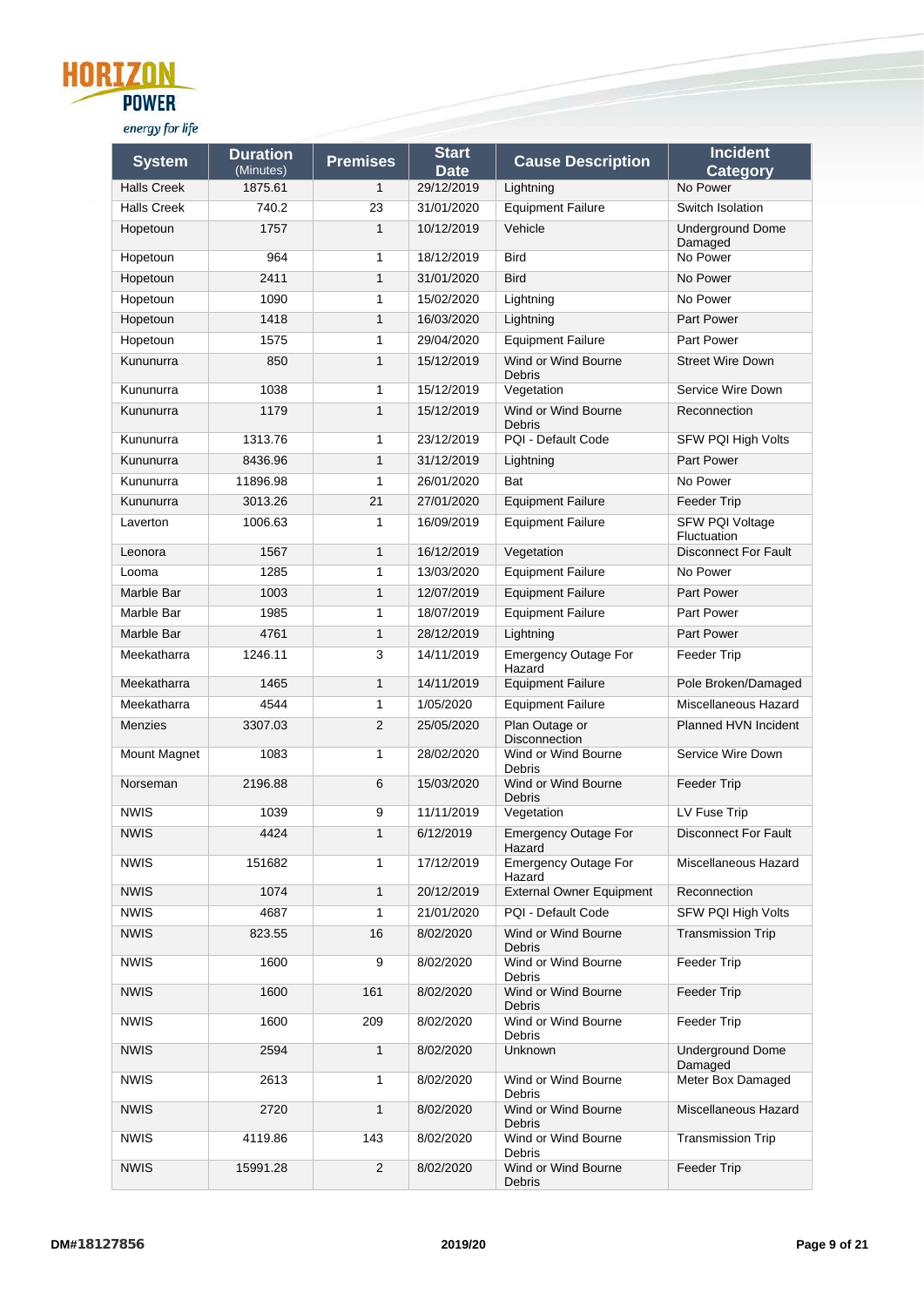| System | Duration (Minutes) | Premises | Start Date | Cause Description | Incident Category |
|---|---|---|---|---|---|
| Halls Creek | 1875.61 | 1 | 29/12/2019 | Lightning | No Power |
| Halls Creek | 740.2 | 23 | 31/01/2020 | Equipment Failure | Switch Isolation |
| Hopetoun | 1757 | 1 | 10/12/2019 | Vehicle | Underground Dome Damaged |
| Hopetoun | 964 | 1 | 18/12/2019 | Bird | No Power |
| Hopetoun | 2411 | 1 | 31/01/2020 | Bird | No Power |
| Hopetoun | 1090 | 1 | 15/02/2020 | Lightning | No Power |
| Hopetoun | 1418 | 1 | 16/03/2020 | Lightning | Part Power |
| Hopetoun | 1575 | 1 | 29/04/2020 | Equipment Failure | Part Power |
| Kununurra | 850 | 1 | 15/12/2019 | Wind or Wind Bourne Debris | Street Wire Down |
| Kununurra | 1038 | 1 | 15/12/2019 | Vegetation | Service Wire Down |
| Kununurra | 1179 | 1 | 15/12/2019 | Wind or Wind Bourne Debris | Reconnection |
| Kununurra | 1313.76 | 1 | 23/12/2019 | PQI - Default Code | SFW PQI High Volts |
| Kununurra | 8436.96 | 1 | 31/12/2019 | Lightning | Part Power |
| Kununurra | 11896.98 | 1 | 26/01/2020 | Bat | No Power |
| Kununurra | 3013.26 | 21 | 27/01/2020 | Equipment Failure | Feeder Trip |
| Laverton | 1006.63 | 1 | 16/09/2019 | Equipment Failure | SFW PQI Voltage Fluctuation |
| Leonora | 1567 | 1 | 16/12/2019 | Vegetation | Disconnect For Fault |
| Looma | 1285 | 1 | 13/03/2020 | Equipment Failure | No Power |
| Marble Bar | 1003 | 1 | 12/07/2019 | Equipment Failure | Part Power |
| Marble Bar | 1985 | 1 | 18/07/2019 | Equipment Failure | Part Power |
| Marble Bar | 4761 | 1 | 28/12/2019 | Lightning | Part Power |
| Meekatharra | 1246.11 | 3 | 14/11/2019 | Emergency Outage For Hazard | Feeder Trip |
| Meekatharra | 1465 | 1 | 14/11/2019 | Equipment Failure | Pole Broken/Damaged |
| Meekatharra | 4544 | 1 | 1/05/2020 | Equipment Failure | Miscellaneous Hazard |
| Menzies | 3307.03 | 2 | 25/05/2020 | Plan Outage or Disconnection | Planned HVN Incident |
| Mount Magnet | 1083 | 1 | 28/02/2020 | Wind or Wind Bourne Debris | Service Wire Down |
| Norseman | 2196.88 | 6 | 15/03/2020 | Wind or Wind Bourne Debris | Feeder Trip |
| NWIS | 1039 | 9 | 11/11/2019 | Vegetation | LV Fuse Trip |
| NWIS | 4424 | 1 | 6/12/2019 | Emergency Outage For Hazard | Disconnect For Fault |
| NWIS | 151682 | 1 | 17/12/2019 | Emergency Outage For Hazard | Miscellaneous Hazard |
| NWIS | 1074 | 1 | 20/12/2019 | External Owner Equipment | Reconnection |
| NWIS | 4687 | 1 | 21/01/2020 | PQI - Default Code | SFW PQI High Volts |
| NWIS | 823.55 | 16 | 8/02/2020 | Wind or Wind Bourne Debris | Transmission Trip |
| NWIS | 1600 | 9 | 8/02/2020 | Wind or Wind Bourne Debris | Feeder Trip |
| NWIS | 1600 | 161 | 8/02/2020 | Wind or Wind Bourne Debris | Feeder Trip |
| NWIS | 1600 | 209 | 8/02/2020 | Wind or Wind Bourne Debris | Feeder Trip |
| NWIS | 2594 | 1 | 8/02/2020 | Unknown | Underground Dome Damaged |
| NWIS | 2613 | 1 | 8/02/2020 | Wind or Wind Bourne Debris | Meter Box Damaged |
| NWIS | 2720 | 1 | 8/02/2020 | Wind or Wind Bourne Debris | Miscellaneous Hazard |
| NWIS | 4119.86 | 143 | 8/02/2020 | Wind or Wind Bourne Debris | Transmission Trip |
| NWIS | 15991.28 | 2 | 8/02/2020 | Wind or Wind Bourne Debris | Feeder Trip |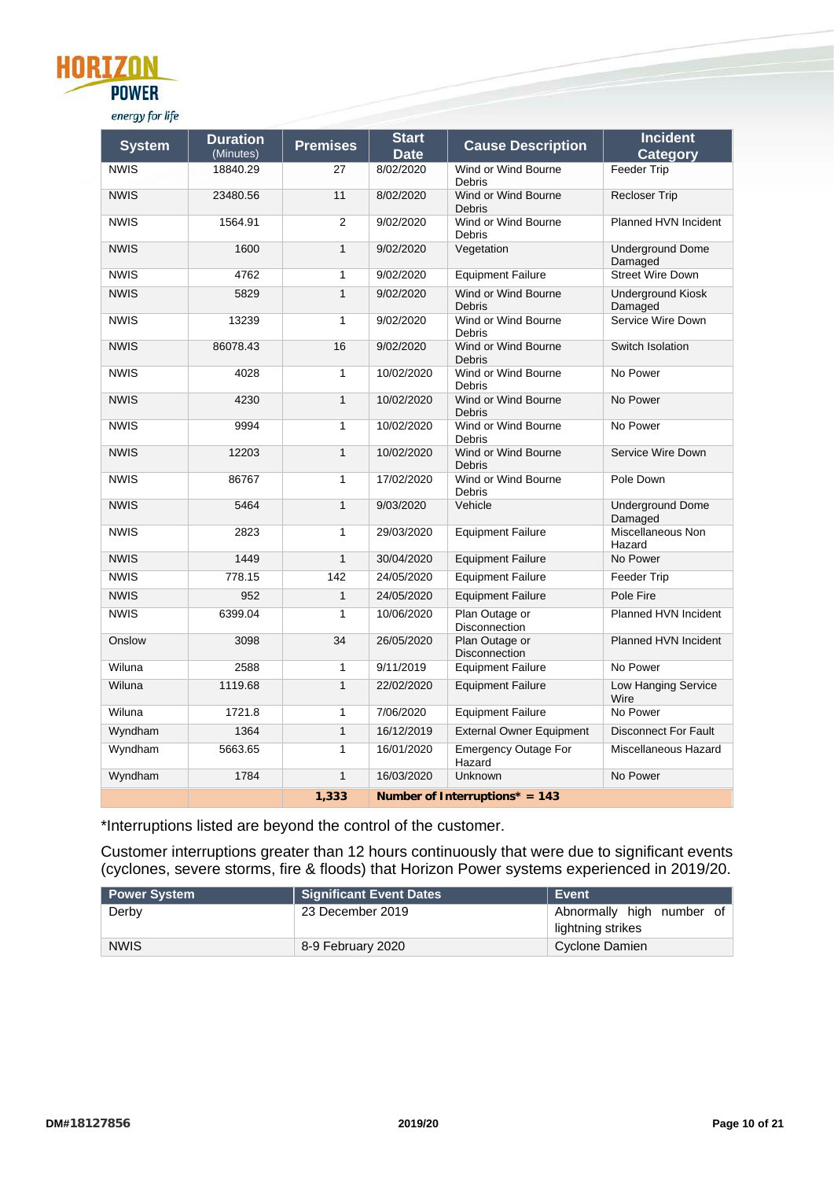| System | Duration (Minutes) | Premises | Start Date | Cause Description | Incident Category |
|---|---|---|---|---|---|
| NWIS | 18840.29 | 27 | 8/02/2020 | Wind or Wind Bourne Debris | Feeder Trip |
| NWIS | 23480.56 | 11 | 8/02/2020 | Wind or Wind Bourne Debris | Recloser Trip |
| NWIS | 1564.91 | 2 | 9/02/2020 | Wind or Wind Bourne Debris | Planned HVN Incident |
| NWIS | 1600 | 1 | 9/02/2020 | Vegetation | Underground Dome Damaged |
| NWIS | 4762 | 1 | 9/02/2020 | Equipment Failure | Street Wire Down |
| NWIS | 5829 | 1 | 9/02/2020 | Wind or Wind Bourne Debris | Underground Kiosk Damaged |
| NWIS | 13239 | 1 | 9/02/2020 | Wind or Wind Bourne Debris | Service Wire Down |
| NWIS | 86078.43 | 16 | 9/02/2020 | Wind or Wind Bourne Debris | Switch Isolation |
| NWIS | 4028 | 1 | 10/02/2020 | Wind or Wind Bourne Debris | No Power |
| NWIS | 4230 | 1 | 10/02/2020 | Wind or Wind Bourne Debris | No Power |
| NWIS | 9994 | 1 | 10/02/2020 | Wind or Wind Bourne Debris | No Power |
| NWIS | 12203 | 1 | 10/02/2020 | Wind or Wind Bourne Debris | Service Wire Down |
| NWIS | 86767 | 1 | 17/02/2020 | Wind or Wind Bourne Debris | Pole Down |
| NWIS | 5464 | 1 | 9/03/2020 | Vehicle | Underground Dome Damaged |
| NWIS | 2823 | 1 | 29/03/2020 | Equipment Failure | Miscellaneous Non Hazard |
| NWIS | 1449 | 1 | 30/04/2020 | Equipment Failure | No Power |
| NWIS | 778.15 | 142 | 24/05/2020 | Equipment Failure | Feeder Trip |
| NWIS | 952 | 1 | 24/05/2020 | Equipment Failure | Pole Fire |
| NWIS | 6399.04 | 1 | 10/06/2020 | Plan Outage or Disconnection | Planned HVN Incident |
| Onslow | 3098 | 34 | 26/05/2020 | Plan Outage or Disconnection | Planned HVN Incident |
| Wiluna | 2588 | 1 | 9/11/2019 | Equipment Failure | No Power |
| Wiluna | 1119.68 | 1 | 22/02/2020 | Equipment Failure | Low Hanging Service Wire |
| Wiluna | 1721.8 | 1 | 7/06/2020 | Equipment Failure | No Power |
| Wyndham | 1364 | 1 | 16/12/2019 | External Owner Equipment | Disconnect For Fault |
| Wyndham | 5663.65 | 1 | 16/01/2020 | Emergency Outage For Hazard | Miscellaneous Hazard |
| Wyndham | 1784 | 1 | 16/03/2020 | Unknown | No Power |
| | | **1,333** | **Number of Interruptions* = 143** | | |

*Interruptions listed are beyond the control of the customer.

Customer interruptions greater than 12 hours continuously that were due to significant events (cyclones, severe storms, fire & floods) that Horizon Power systems experienced in 2019/20.

| Power System | Significant Event Dates | Event |
|---|---|---|
| Derby | 23 December 2019 | Abnormally high number of lightning strikes |
| NWIS | 8-9 February 2020 | Cyclone Damien |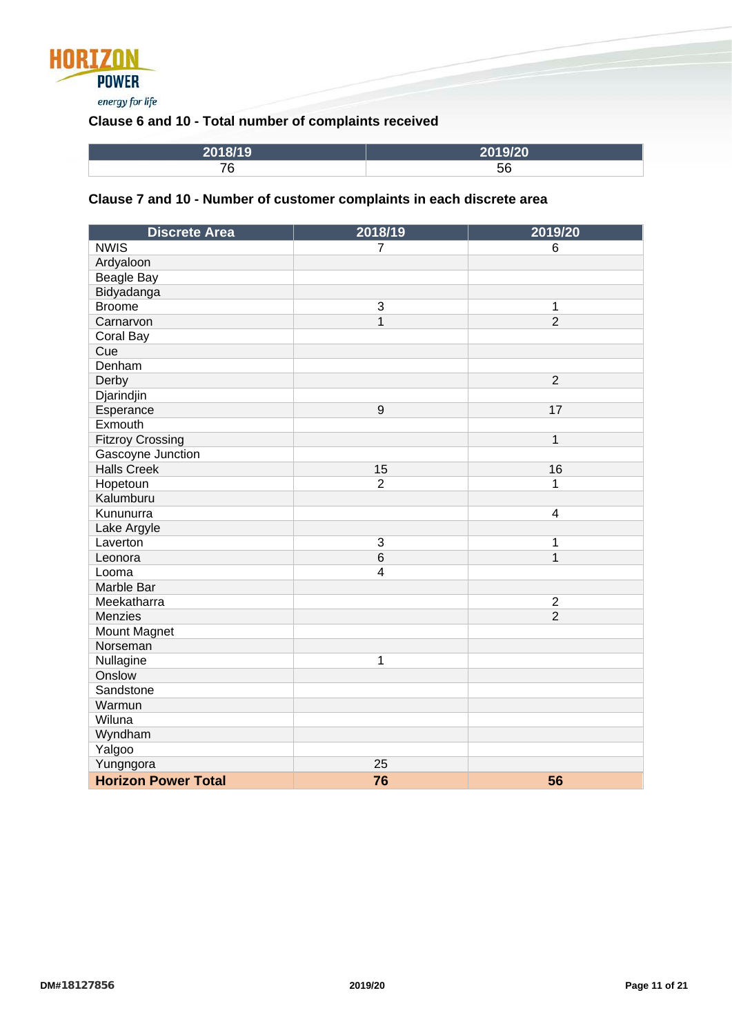### Clause 6 and 10 - Total number of complaints received

| 2018/19 | 2019/20 |
|---|---|
| 76 | 56 |

### Clause 7 and 10 - Number of customer complaints in each discrete area

| Discrete Area | 2018/19 | 2019/20 |
|---|---|---|
| NWIS | 7 | 6 |
| Ardyaloon | | |
| Beagle Bay | | |
| Bidyadanga | | |
| Broome | 3 | 1 |
| Carnarvon | 1 | 2 |
| Coral Bay | | |
| Cue | | |
| Denham | | |
| Derby | | 2 |
| Djarindjin | | |
| Esperance | 9 | 17 |
| Exmouth | | |
| Fitzroy Crossing | | 1 |
| Gascoyne Junction | | |
| Halls Creek | 15 | 16 |
| Hopetoun | 2 | 1 |
| Kalumburu | | |
| Kununurra | | 4 |
| Lake Argyle | | |
| Laverton | 3 | 1 |
| Leonora | 6 | 1 |
| Looma | 4 | |
| Marble Bar | | |
| Meekatharra | | 2 |
| Menzies | | 2 |
| Mount Magnet | | |
| Norseman | | |
| Nullagine | 1 | |
| Onslow | | |
| Sandstone | | |
| Warmun | | |
| Wiluna | | |
| Wyndham | | |
| Yalgoo | | |
| Yungngora | 25 | |
| **Horizon Power Total** | **76** | **56** |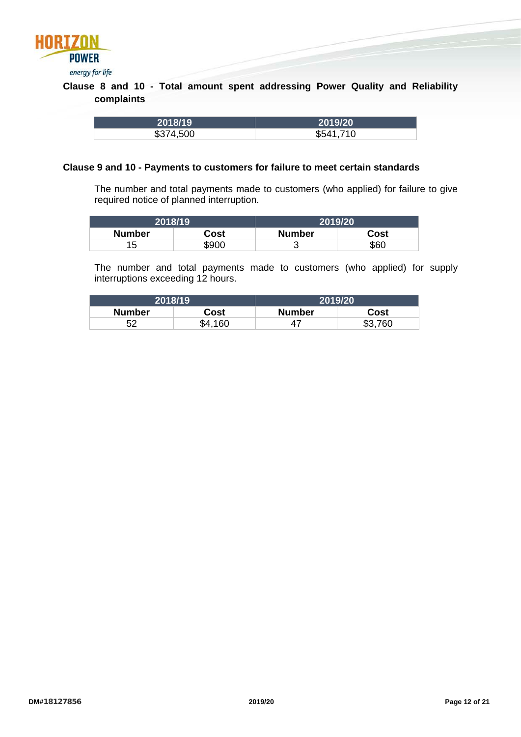**Clause 8 and 10 - Total amount spent addressing Power Quality and Reliability complaints**

| 2018/19 | 2019/20 |
|---|---|
| $374,500 | $541,710 |

**Clause 9 and 10 - Payments to customers for failure to meet certain standards**

The number and total payments made to customers (who applied) for failure to give required notice of planned interruption.

| 2018/19 | | 2019/20 | |
|---|---|---|---|
| Number | Cost | Number | Cost |
| 15 | $900 | 3 | $60 |

The number and total payments made to customers (who applied) for supply interruptions exceeding 12 hours.

| 2018/19 | | 2019/20 | |
|---|---|---|---|
| Number | Cost | Number | Cost |
| 52 | $4,160 | 47 | $3,760 |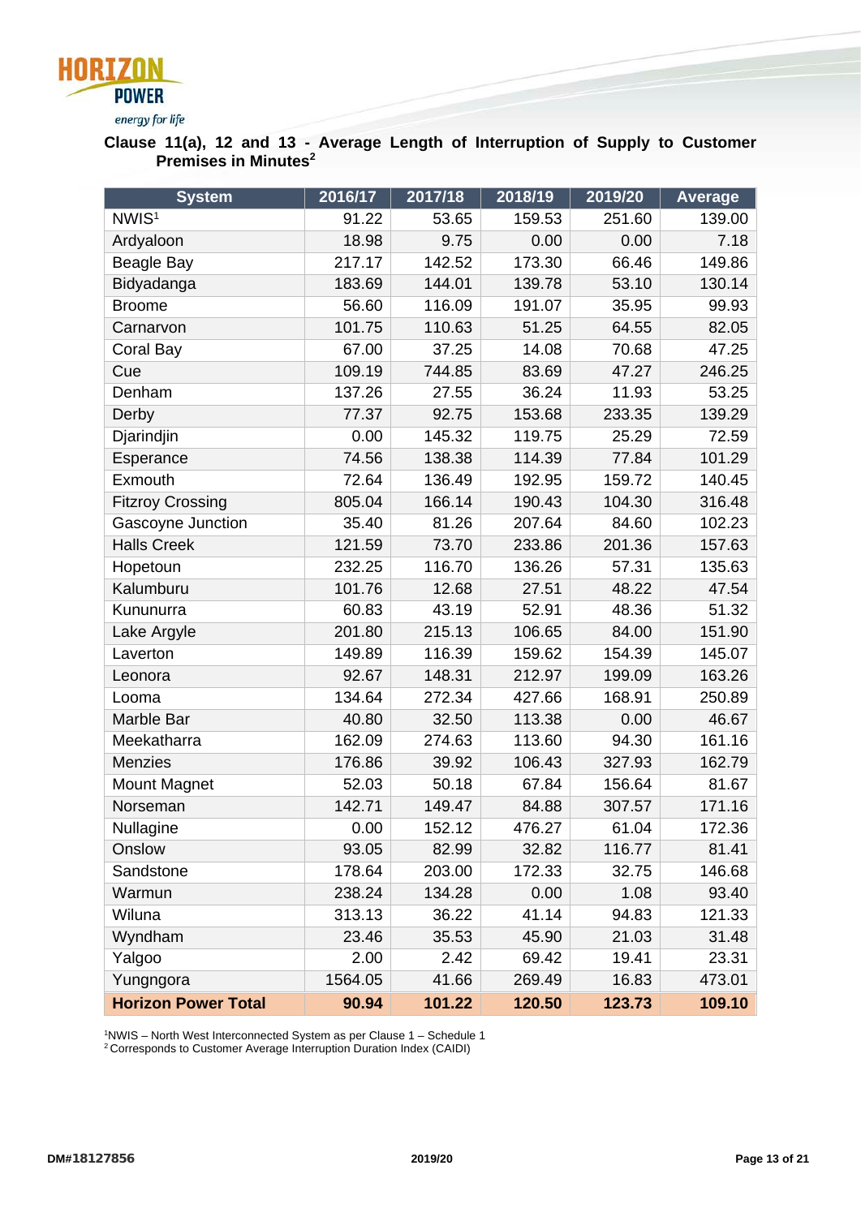**Clause 11(a), 12 and 13 - Average Length of Interruption of Supply to Customer Premises in Minutes[2]**

| System | 2016/17 | 2017/18 | 2018/19 | 2019/20 | Average |
|---|---|---|---|---|---|
| NWIS[1] | 91.22 | 53.65 | 159.53 | 251.60 | 139.00 |
| Ardyaloon | 18.98 | 9.75 | 0.00 | 0.00 | 7.18 |
| Beagle Bay | 217.17 | 142.52 | 173.30 | 66.46 | 149.86 |
| Bidyadanga | 183.69 | 144.01 | 139.78 | 53.10 | 130.14 |
| Broome | 56.60 | 116.09 | 191.07 | 35.95 | 99.93 |
| Carnarvon | 101.75 | 110.63 | 51.25 | 64.55 | 82.05 |
| Coral Bay | 67.00 | 37.25 | 14.08 | 70.68 | 47.25 |
| Cue | 109.19 | 744.85 | 83.69 | 47.27 | 246.25 |
| Denham | 137.26 | 27.55 | 36.24 | 11.93 | 53.25 |
| Derby | 77.37 | 92.75 | 153.68 | 233.35 | 139.29 |
| Djarindjin | 0.00 | 145.32 | 119.75 | 25.29 | 72.59 |
| Esperance | 74.56 | 138.38 | 114.39 | 77.84 | 101.29 |
| Exmouth | 72.64 | 136.49 | 192.95 | 159.72 | 140.45 |
| Fitzroy Crossing | 805.04 | 166.14 | 190.43 | 104.30 | 316.48 |
| Gascoyne Junction | 35.40 | 81.26 | 207.64 | 84.60 | 102.23 |
| Halls Creek | 121.59 | 73.70 | 233.86 | 201.36 | 157.63 |
| Hopetoun | 232.25 | 116.70 | 136.26 | 57.31 | 135.63 |
| Kalumburu | 101.76 | 12.68 | 27.51 | 48.22 | 47.54 |
| Kununurra | 60.83 | 43.19 | 52.91 | 48.36 | 51.32 |
| Lake Argyle | 201.80 | 215.13 | 106.65 | 84.00 | 151.90 |
| Laverton | 149.89 | 116.39 | 159.62 | 154.39 | 145.07 |
| Leonora | 92.67 | 148.31 | 212.97 | 199.09 | 163.26 |
| Looma | 134.64 | 272.34 | 427.66 | 168.91 | 250.89 |
| Marble Bar | 40.80 | 32.50 | 113.38 | 0.00 | 46.67 |
| Meekatharra | 162.09 | 274.63 | 113.60 | 94.30 | 161.16 |
| Menzies | 176.86 | 39.92 | 106.43 | 327.93 | 162.79 |
| Mount Magnet | 52.03 | 50.18 | 67.84 | 156.64 | 81.67 |
| Norseman | 142.71 | 149.47 | 84.88 | 307.57 | 171.16 |
| Nullagine | 0.00 | 152.12 | 476.27 | 61.04 | 172.36 |
| Onslow | 93.05 | 82.99 | 32.82 | 116.77 | 81.41 |
| Sandstone | 178.64 | 203.00 | 172.33 | 32.75 | 146.68 |
| Warmun | 238.24 | 134.28 | 0.00 | 1.08 | 93.40 |
| Wiluna | 313.13 | 36.22 | 41.14 | 94.83 | 121.33 |
| Wyndham | 23.46 | 35.53 | 45.90 | 21.03 | 31.48 |
| Yalgoo | 2.00 | 2.42 | 69.42 | 19.41 | 23.31 |
| Yungngora | 1564.05 | 41.66 | 269.49 | 16.83 | 473.01 |
| **Horizon Power Total** | **90.94** | **101.22** | **120.50** | **123.73** | **109.10** |

[1]NWIS – North West Interconnected System as per Clause 1 – Schedule 1
[2] Corresponds to Customer Average Interruption Duration Index (CAIDI)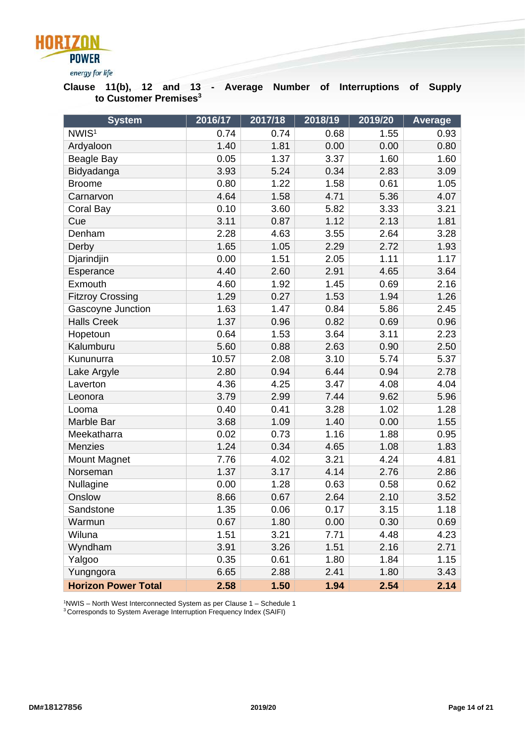**Clause 11(b), 12 and 13 - Average Number of Interruptions of Supply to Customer Premises[3]**

| System | 2016/17 | 2017/18 | 2018/19 | 2019/20 | Average |
|---|---|---|---|---|---|
| NWIS[1] | 0.74 | 0.74 | 0.68 | 1.55 | 0.93 |
| Ardyaloon | 1.40 | 1.81 | 0.00 | 0.00 | 0.80 |
| Beagle Bay | 0.05 | 1.37 | 3.37 | 1.60 | 1.60 |
| Bidyadanga | 3.93 | 5.24 | 0.34 | 2.83 | 3.09 |
| Broome | 0.80 | 1.22 | 1.58 | 0.61 | 1.05 |
| Carnarvon | 4.64 | 1.58 | 4.71 | 5.36 | 4.07 |
| Coral Bay | 0.10 | 3.60 | 5.82 | 3.33 | 3.21 |
| Cue | 3.11 | 0.87 | 1.12 | 2.13 | 1.81 |
| Denham | 2.28 | 4.63 | 3.55 | 2.64 | 3.28 |
| Derby | 1.65 | 1.05 | 2.29 | 2.72 | 1.93 |
| Djarindjin | 0.00 | 1.51 | 2.05 | 1.11 | 1.17 |
| Esperance | 4.40 | 2.60 | 2.91 | 4.65 | 3.64 |
| Exmouth | 4.60 | 1.92 | 1.45 | 0.69 | 2.16 |
| Fitzroy Crossing | 1.29 | 0.27 | 1.53 | 1.94 | 1.26 |
| Gascoyne Junction | 1.63 | 1.47 | 0.84 | 5.86 | 2.45 |
| Halls Creek | 1.37 | 0.96 | 0.82 | 0.69 | 0.96 |
| Hopetoun | 0.64 | 1.53 | 3.64 | 3.11 | 2.23 |
| Kalumburu | 5.60 | 0.88 | 2.63 | 0.90 | 2.50 |
| Kununurra | 10.57 | 2.08 | 3.10 | 5.74 | 5.37 |
| Lake Argyle | 2.80 | 0.94 | 6.44 | 0.94 | 2.78 |
| Laverton | 4.36 | 4.25 | 3.47 | 4.08 | 4.04 |
| Leonora | 3.79 | 2.99 | 7.44 | 9.62 | 5.96 |
| Looma | 0.40 | 0.41 | 3.28 | 1.02 | 1.28 |
| Marble Bar | 3.68 | 1.09 | 1.40 | 0.00 | 1.55 |
| Meekatharra | 0.02 | 0.73 | 1.16 | 1.88 | 0.95 |
| Menzies | 1.24 | 0.34 | 4.65 | 1.08 | 1.83 |
| Mount Magnet | 7.76 | 4.02 | 3.21 | 4.24 | 4.81 |
| Norseman | 1.37 | 3.17 | 4.14 | 2.76 | 2.86 |
| Nullagine | 0.00 | 1.28 | 0.63 | 0.58 | 0.62 |
| Onslow | 8.66 | 0.67 | 2.64 | 2.10 | 3.52 |
| Sandstone | 1.35 | 0.06 | 0.17 | 3.15 | 1.18 |
| Warmun | 0.67 | 1.80 | 0.00 | 0.30 | 0.69 |
| Wiluna | 1.51 | 3.21 | 7.71 | 4.48 | 4.23 |
| Wyndham | 3.91 | 3.26 | 1.51 | 2.16 | 2.71 |
| Yalgoo | 0.35 | 0.61 | 1.80 | 1.84 | 1.15 |
| Yungngora | 6.65 | 2.88 | 2.41 | 1.80 | 3.43 |
| **Horizon Power Total** | **2.58** | **1.50** | **1.94** | **2.54** | **2.14** |

[1]NWIS – North West Interconnected System as per Clause 1 – Schedule 1
[3]Corresponds to System Average Interruption Frequency Index (SAIFI)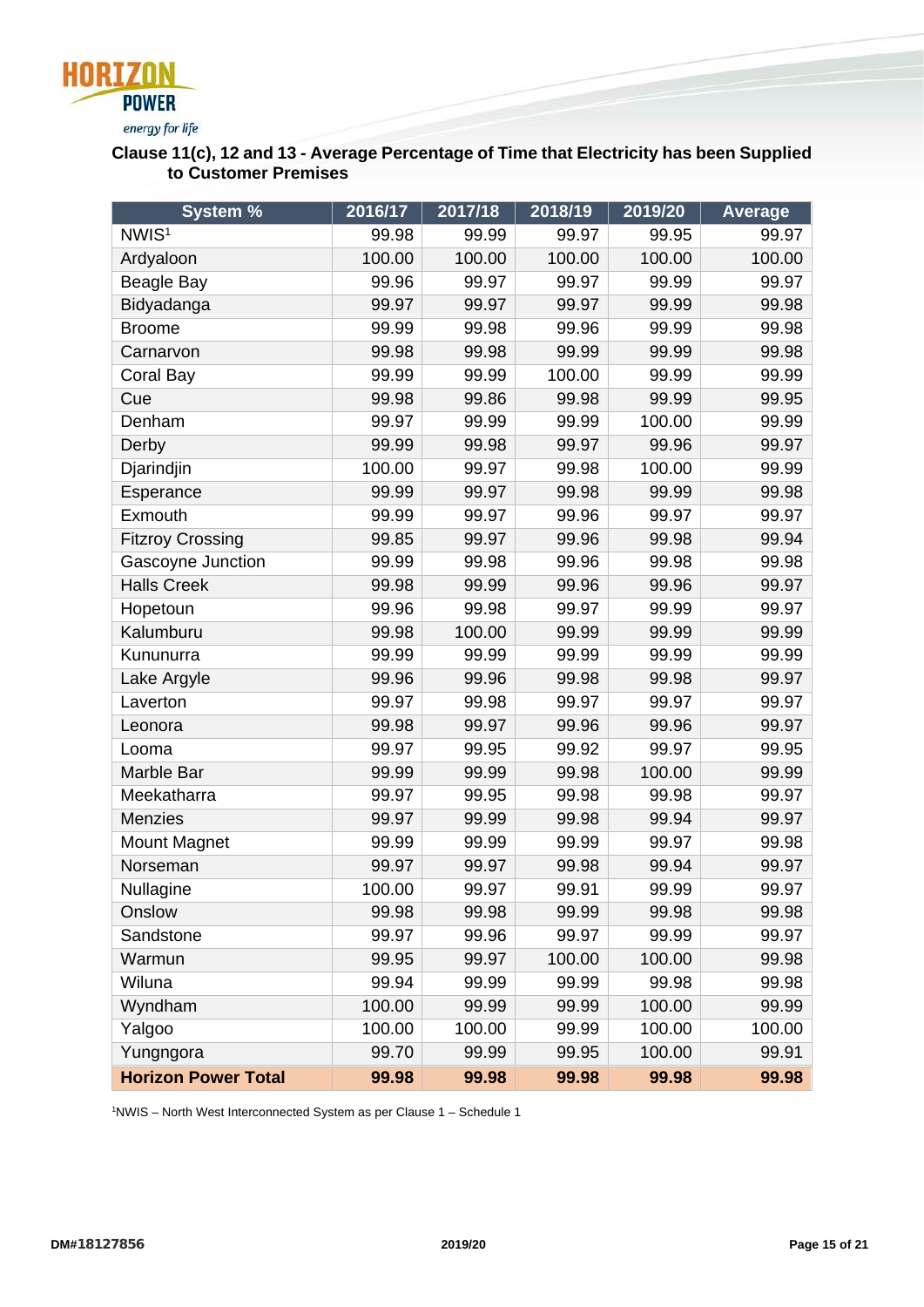## Clause 11(c), 12 and 13 - Average Percentage of Time that Electricity has been Supplied to Customer Premises

| System % | 2016/17 | 2017/18 | 2018/19 | 2019/20 | Average |
|---|---|---|---|---|---|
| NWIS[1] | 99.98 | 99.99 | 99.97 | 99.95 | 99.97 |
| Ardyaloon | 100.00 | 100.00 | 100.00 | 100.00 | 100.00 |
| Beagle Bay | 99.96 | 99.97 | 99.97 | 99.99 | 99.97 |
| Bidyadanga | 99.97 | 99.97 | 99.97 | 99.99 | 99.98 |
| Broome | 99.99 | 99.98 | 99.96 | 99.99 | 99.98 |
| Carnarvon | 99.98 | 99.98 | 99.99 | 99.99 | 99.98 |
| Coral Bay | 99.99 | 99.99 | 100.00 | 99.99 | 99.99 |
| Cue | 99.98 | 99.86 | 99.98 | 99.99 | 99.95 |
| Denham | 99.97 | 99.99 | 99.99 | 100.00 | 99.99 |
| Derby | 99.99 | 99.98 | 99.97 | 99.96 | 99.97 |
| Djarindjin | 100.00 | 99.97 | 99.98 | 100.00 | 99.99 |
| Esperance | 99.99 | 99.97 | 99.98 | 99.99 | 99.98 |
| Exmouth | 99.99 | 99.97 | 99.96 | 99.97 | 99.97 |
| Fitzroy Crossing | 99.85 | 99.97 | 99.96 | 99.98 | 99.94 |
| Gascoyne Junction | 99.99 | 99.98 | 99.96 | 99.98 | 99.98 |
| Halls Creek | 99.98 | 99.99 | 99.96 | 99.96 | 99.97 |
| Hopetoun | 99.96 | 99.98 | 99.97 | 99.99 | 99.97 |
| Kalumburu | 99.98 | 100.00 | 99.99 | 99.99 | 99.99 |
| Kununurra | 99.99 | 99.99 | 99.99 | 99.99 | 99.99 |
| Lake Argyle | 99.96 | 99.96 | 99.98 | 99.98 | 99.97 |
| Laverton | 99.97 | 99.98 | 99.97 | 99.97 | 99.97 |
| Leonora | 99.98 | 99.97 | 99.96 | 99.96 | 99.97 |
| Looma | 99.97 | 99.95 | 99.92 | 99.97 | 99.95 |
| Marble Bar | 99.99 | 99.99 | 99.98 | 100.00 | 99.99 |
| Meekatharra | 99.97 | 99.95 | 99.98 | 99.98 | 99.97 |
| Menzies | 99.97 | 99.99 | 99.98 | 99.94 | 99.97 |
| Mount Magnet | 99.99 | 99.99 | 99.99 | 99.97 | 99.98 |
| Norseman | 99.97 | 99.97 | 99.98 | 99.94 | 99.97 |
| Nullagine | 100.00 | 99.97 | 99.91 | 99.99 | 99.97 |
| Onslow | 99.98 | 99.98 | 99.99 | 99.98 | 99.98 |
| Sandstone | 99.97 | 99.96 | 99.97 | 99.99 | 99.97 |
| Warmun | 99.95 | 99.97 | 100.00 | 100.00 | 99.98 |
| Wiluna | 99.94 | 99.99 | 99.99 | 99.98 | 99.98 |
| Wyndham | 100.00 | 99.99 | 99.99 | 100.00 | 99.99 |
| Yalgoo | 100.00 | 100.00 | 99.99 | 100.00 | 100.00 |
| Yungngora | 99.70 | 99.99 | 99.95 | 100.00 | 99.91 |
| **Horizon Power Total** | **99.98** | **99.98** | **99.98** | **99.98** | **99.98** |

[1]NWIS – North West Interconnected System as per Clause 1 – Schedule 1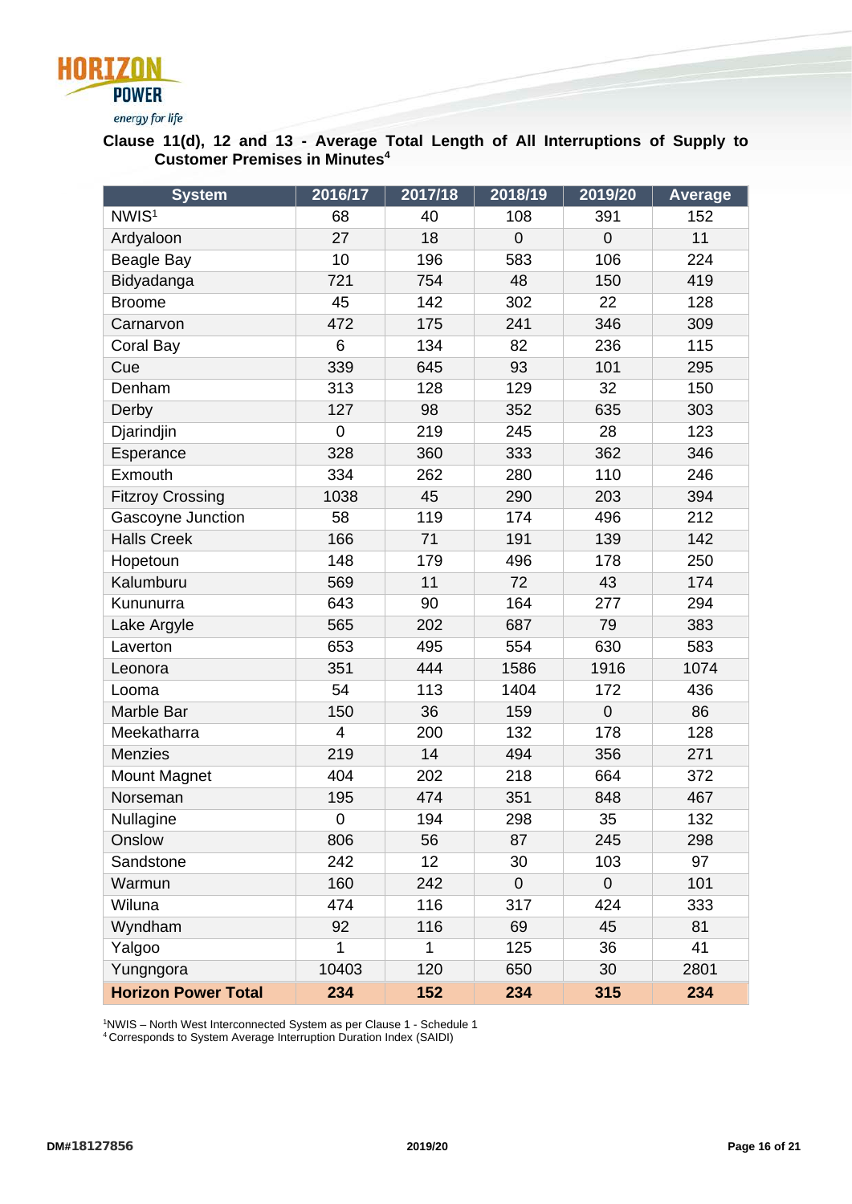**Clause 11(d), 12 and 13 - Average Total Length of All Interruptions of Supply to Customer Premises in Minutes[4]**

| System | 2016/17 | 2017/18 | 2018/19 | 2019/20 | Average |
|---|---|---|---|---|---|
| NWIS[1] | 68 | 40 | 108 | 391 | 152 |
| Ardyaloon | 27 | 18 | 0 | 0 | 11 |
| Beagle Bay | 10 | 196 | 583 | 106 | 224 |
| Bidyadanga | 721 | 754 | 48 | 150 | 419 |
| Broome | 45 | 142 | 302 | 22 | 128 |
| Carnarvon | 472 | 175 | 241 | 346 | 309 |
| Coral Bay | 6 | 134 | 82 | 236 | 115 |
| Cue | 339 | 645 | 93 | 101 | 295 |
| Denham | 313 | 128 | 129 | 32 | 150 |
| Derby | 127 | 98 | 352 | 635 | 303 |
| Djarindjin | 0 | 219 | 245 | 28 | 123 |
| Esperance | 328 | 360 | 333 | 362 | 346 |
| Exmouth | 334 | 262 | 280 | 110 | 246 |
| Fitzroy Crossing | 1038 | 45 | 290 | 203 | 394 |
| Gascoyne Junction | 58 | 119 | 174 | 496 | 212 |
| Halls Creek | 166 | 71 | 191 | 139 | 142 |
| Hopetoun | 148 | 179 | 496 | 178 | 250 |
| Kalumburu | 569 | 11 | 72 | 43 | 174 |
| Kununurra | 643 | 90 | 164 | 277 | 294 |
| Lake Argyle | 565 | 202 | 687 | 79 | 383 |
| Laverton | 653 | 495 | 554 | 630 | 583 |
| Leonora | 351 | 444 | 1586 | 1916 | 1074 |
| Looma | 54 | 113 | 1404 | 172 | 436 |
| Marble Bar | 150 | 36 | 159 | 0 | 86 |
| Meekatharra | 4 | 200 | 132 | 178 | 128 |
| Menzies | 219 | 14 | 494 | 356 | 271 |
| Mount Magnet | 404 | 202 | 218 | 664 | 372 |
| Norseman | 195 | 474 | 351 | 848 | 467 |
| Nullagine | 0 | 194 | 298 | 35 | 132 |
| Onslow | 806 | 56 | 87 | 245 | 298 |
| Sandstone | 242 | 12 | 30 | 103 | 97 |
| Warmun | 160 | 242 | 0 | 0 | 101 |
| Wiluna | 474 | 116 | 317 | 424 | 333 |
| Wyndham | 92 | 116 | 69 | 45 | 81 |
| Yalgoo | 1 | 1 | 125 | 36 | 41 |
| Yungngora | 10403 | 120 | 650 | 30 | 2801 |
| **Horizon Power Total** | **234** | **152** | **234** | **315** | **234** |

[1]NWIS – North West Interconnected System as per Clause 1 - Schedule 1
[4] Corresponds to System Average Interruption Duration Index (SAIDI)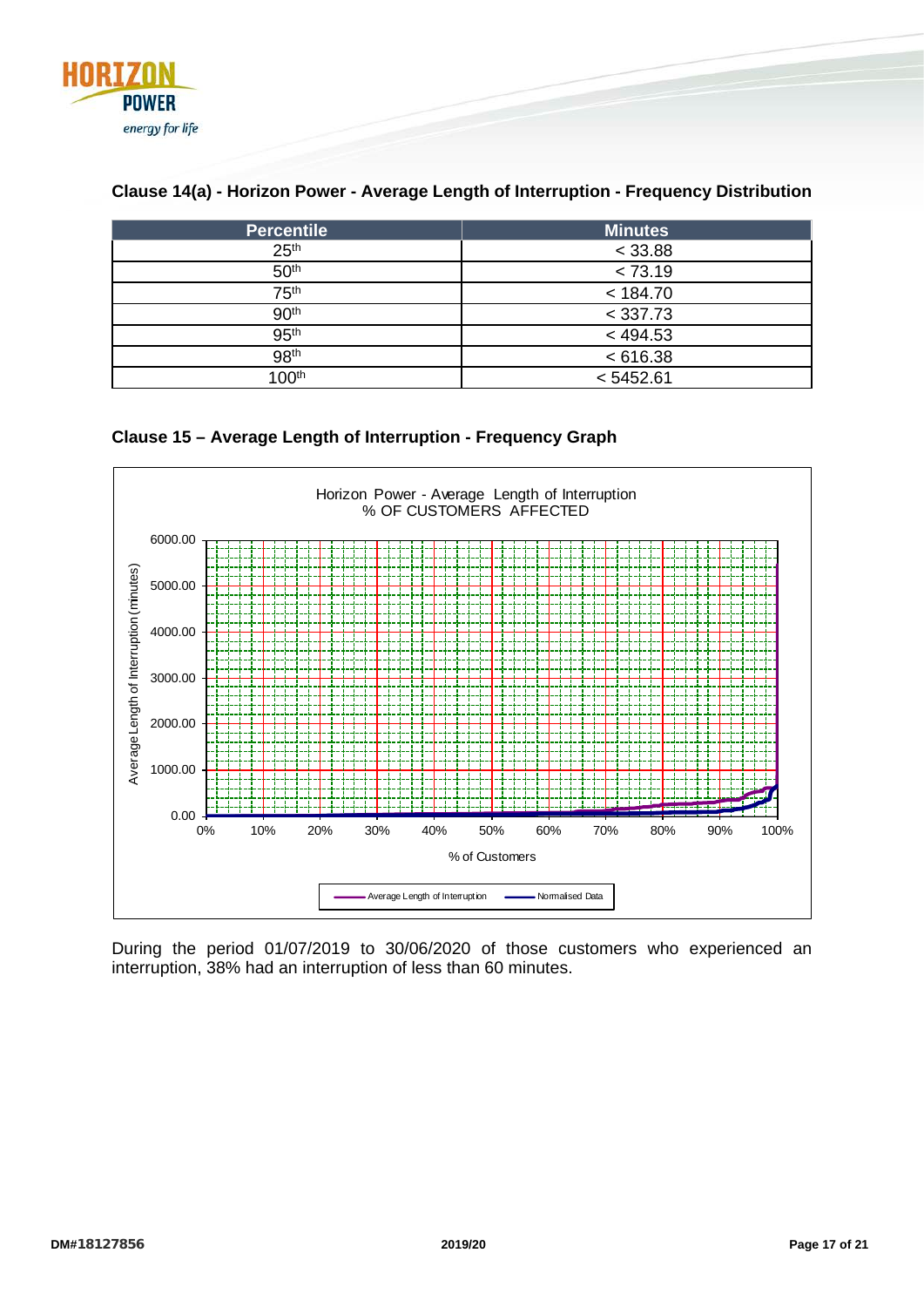## Clause 14(a) - Horizon Power - Average Length of Interruption - Frequency Distribution

| Percentile | Minutes |
|---|---|
| 25th | < 33.88 |
| 50th | < 73.19 |
| 75th | < 184.70 |
| 90th | < 337.73 |
| 95th | < 494.53 |
| 98th | < 616.38 |
| 100th | < 5452.61 |

## Clause 15 – Average Length of Interruption - Frequency Graph

Horizon Power - Average Length of Interruption
% OF CUSTOMERS AFFECTED

Average Length of Interruption (minutes)

6000.00
5000.00
4000.00
3000.00
2000.00
1000.00
0.00

0% 10% 20% 30% 40% 50% 60% 70% 80% 90% 100%

% of Customers

Average Length of Interruption
Normalised Data

During the period 01/07/2019 to 30/06/2020 of those customers who experienced an interruption, 38% had an interruption of less than 60 minutes.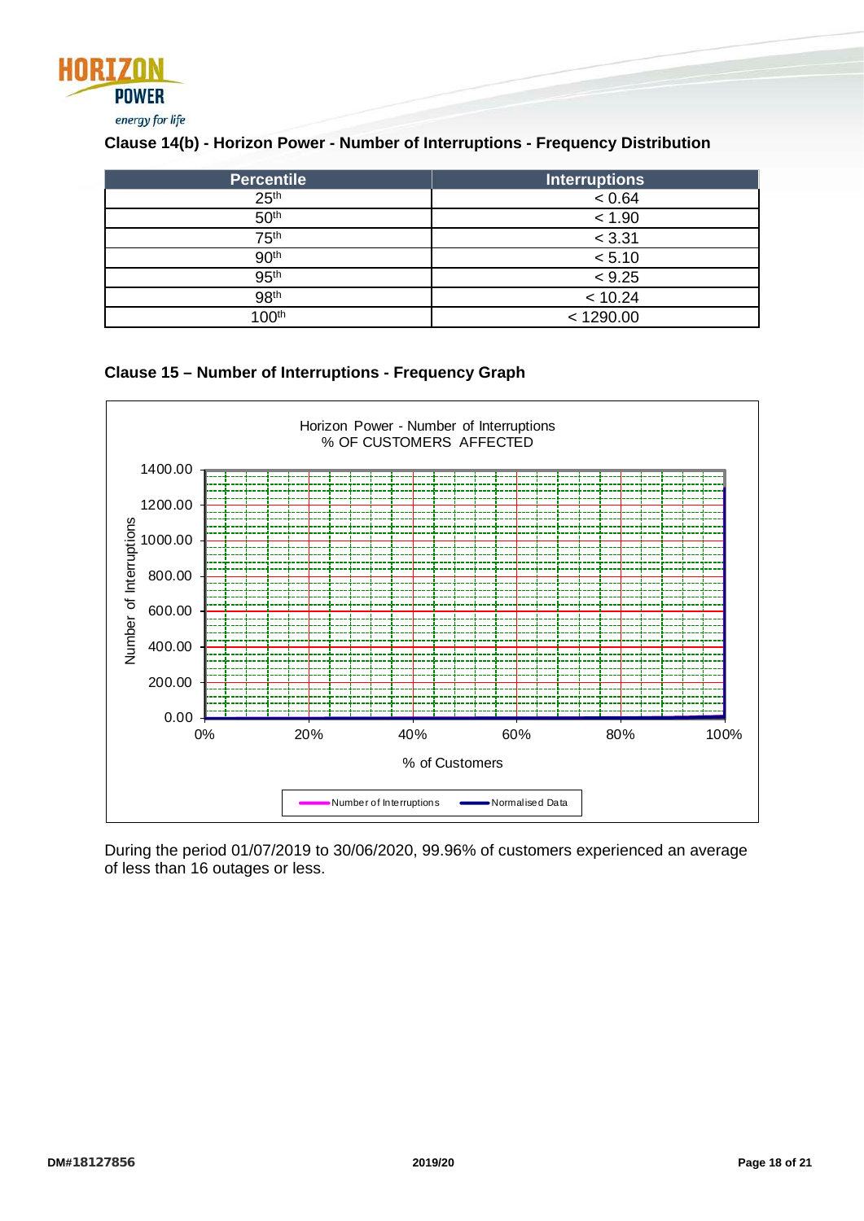### Clause 14(b) - Horizon Power - Number of Interruptions - Frequency Distribution

| Percentile | Interruptions |
|---|---|
| 25th | < 0.64 |
| 50th | < 1.90 |
| 75th | < 3.31 |
| 90th | < 5.10 |
| 95th | < 9.25 |
| 98th | < 10.24 |
| 100th | < 1290.00 |

### Clause 15 – Number of Interruptions - Frequency Graph

Horizon Power - Number of Interruptions
% OF CUSTOMERS AFFECTED

Number of Interruptions

1400.00
1200.00
1000.00
800.00
600.00
400.00
200.00
0.00

0%
20%
40%
60%
80%
100%

% of Customers

Number of Interruptions
Normalised Data

During the period 01/07/2019 to 30/06/2020, 99.96% of customers experienced an average of less than 16 outages or less.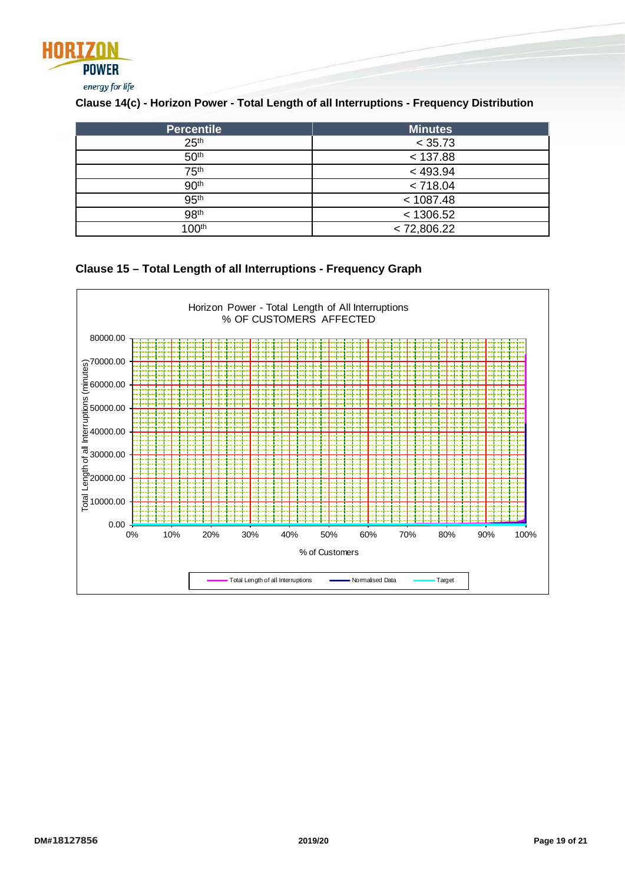## Clause 14(c) - Horizon Power - Total Length of all Interruptions - Frequency Distribution

| Percentile | Minutes |
|---|---|
| 25th | < 35.73 |
| 50th | < 137.88 |
| 75th | < 493.94 |
| 90th | < 718.04 |
| 95th | < 1087.48 |
| 98th | < 1306.52 |
| 100th | < 72,806.22 |

## Clause 15 – Total Length of all Interruptions - Frequency Graph

Horizon Power - Total Length of All Interruptions
% OF CUSTOMERS AFFECTED

Total Length of all Interruptions (minutes)

80000.00
70000.00
60000.00
50000.00
40000.00
30000.00
20000.00
10000.00
0.00

0% 10% 20% 30% 40% 50% 60% 70% 80% 90% 100%

% of Customers

Total Length of all Interruptions
Normalised Data
Target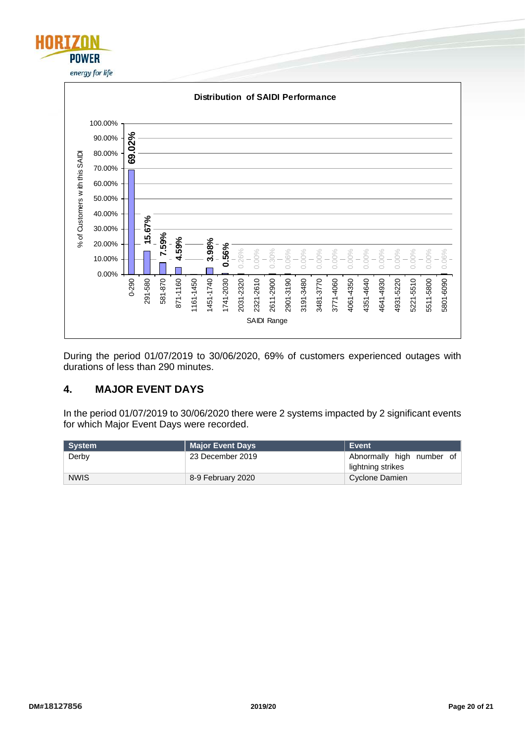Distribution of SAIDI Performance

% of Customers with this SAIDI

100.00%
90.00%
80.00%
70.00%
60.00%
50.00%
40.00%
30.00%
20.00%
10.00%
0.00%

69.02%
15.67%
7.59%
4.59%
3.98%
0.56%
0.26%
0.00%
0.30%
0.06%
0.00%
0.00%
0.00%
0.00%
0.00%
0.00%
0.00%
0.00%
0.00%
0.06%

0-290
291-580
581-870
871-1160
1161-1450
1451-1740
1741-2030
2031-2320
2321-2610
2611-2900
2901-3190
3191-3480
3481-3770
3771-4060
4061-4350
4351-4640
4641-4930
4931-5220
5221-5510
5511-5800
5801-6090

SAIDI Range

During the period 01/07/2019 to 30/06/2020, 69% of customers experienced outages with durations of less than 290 minutes.

## 4. MAJOR EVENT DAYS

In the period 01/07/2019 to 30/06/2020 there were 2 systems impacted by 2 significant events for which Major Event Days were recorded.

| System | Major Event Days | Event |
|---|---|---|
| Derby | 23 December 2019 | Abnormally high number of lightning strikes |
| NWIS | 8-9 February 2020 | Cyclone Damien |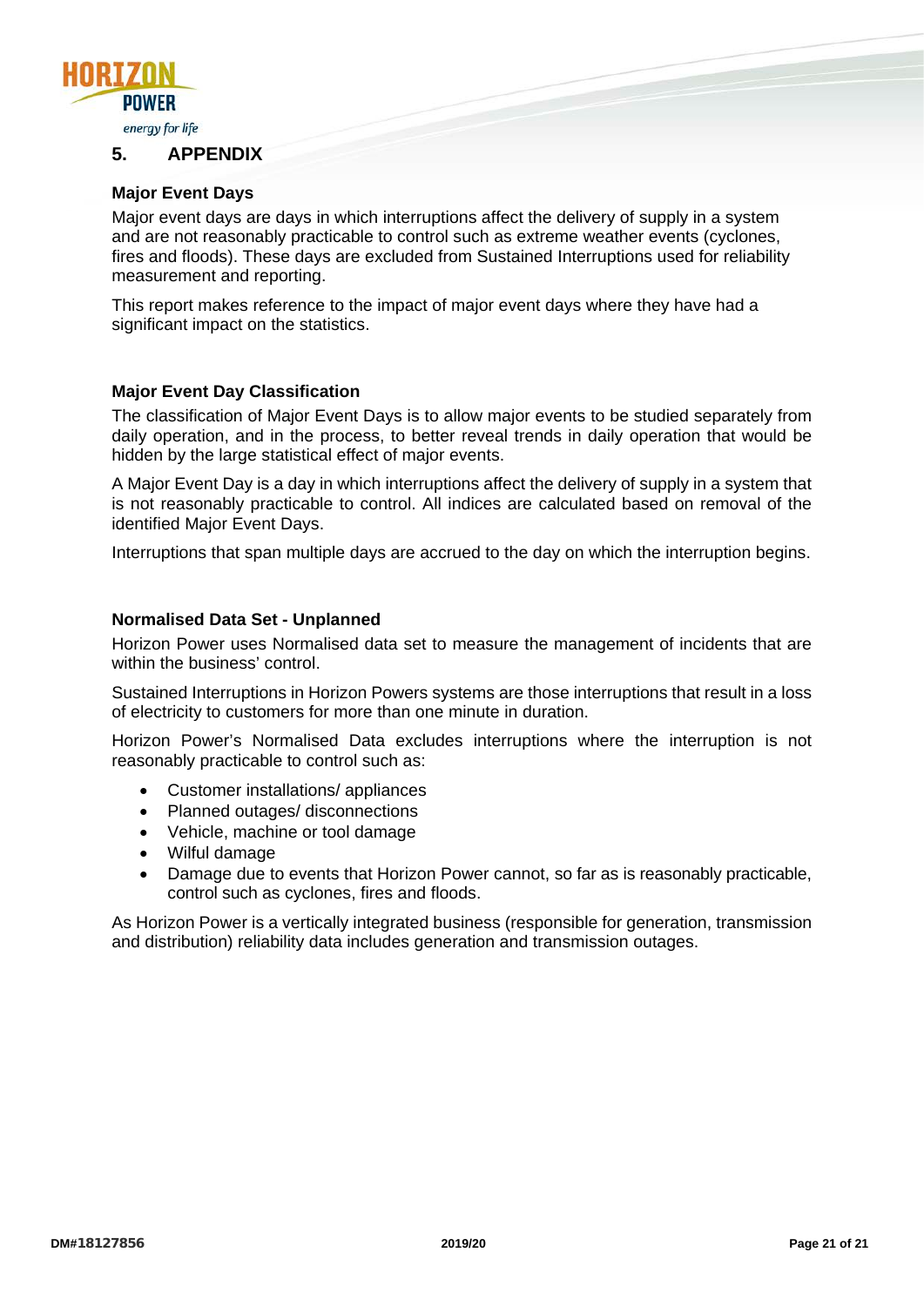## 5. APPENDIX

### Major Event Days

Major event days are days in which interruptions affect the delivery of supply in a system and are not reasonably practicable to control such as extreme weather events (cyclones, fires and floods). These days are excluded from Sustained Interruptions used for reliability measurement and reporting.

This report makes reference to the impact of major event days where they have had a significant impact on the statistics.

### Major Event Day Classification

The classification of Major Event Days is to allow major events to be studied separately from daily operation, and in the process, to better reveal trends in daily operation that would be hidden by the large statistical effect of major events.

A Major Event Day is a day in which interruptions affect the delivery of supply in a system that is not reasonably practicable to control. All indices are calculated based on removal of the identified Major Event Days.

Interruptions that span multiple days are accrued to the day on which the interruption begins.

### Normalised Data Set - Unplanned

Horizon Power uses Normalised data set to measure the management of incidents that are within the business' control.

Sustained Interruptions in Horizon Powers systems are those interruptions that result in a loss of electricity to customers for more than one minute in duration.

Horizon Power's Normalised Data excludes interruptions where the interruption is not reasonably practicable to control such as:

- Customer installations/ appliances
- Planned outages/ disconnections
- Vehicle, machine or tool damage
- Wilful damage
- Damage due to events that Horizon Power cannot, so far as is reasonably practicable, control such as cyclones, fires and floods.

As Horizon Power is a vertically integrated business (responsible for generation, transmission and distribution) reliability data includes generation and transmission outages.